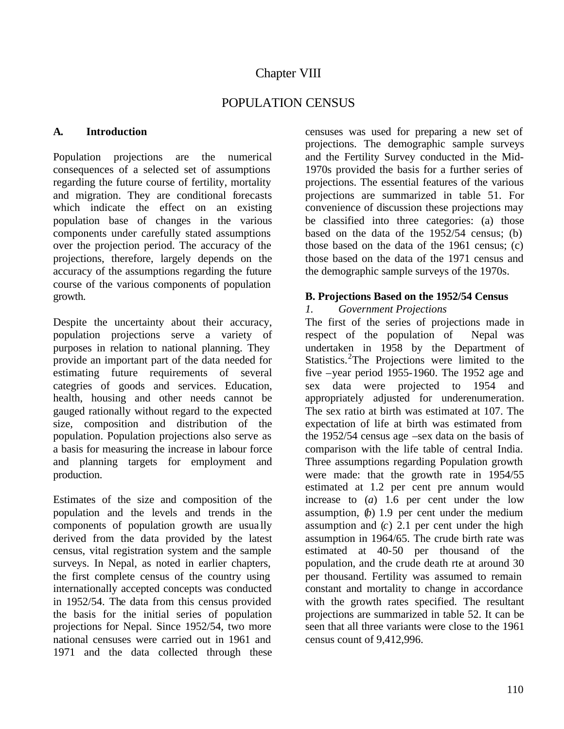# Chapter VIII

# POPULATION CENSUS

## A. Introduction

Population projections are the numerical consequences of a selected set of assumptions regarding the future course of fertility, mortality and migration. They are conditional forecasts which indicate the effect on an existing population base of changes in the various components under carefully stated assumptions over the projection period. The accuracy of the projections, therefore, largely depends on the accuracy of the assumptions regarding the future course of the various components of population growth.

Despite the uncertainty about their accuracy, population projections serve a variety of purposes in relation to national planning. They provide an important part of the data needed for estimating future requirements of several categries of goods and services. Education, health, housing and other needs cannot be gauged rationally without regard to the expected size, composition and distribution of the population. Population projections also serve as a basis for measuring the increase in labour force and planning targets for employment and production.

Estimates of the size and composition of the population and the levels and trends in the components of population growth are usually derived from the data provided by the latest census, vital registration system and the sample surveys. In Nepal, as noted in earlier chapters, the first complete census of the country using internationally accepted concepts was conducted in 1952/54. The data from this census provided the basis for the initial series of population projections for Nepal. Since 1952/54, two more national censuses were carried out in 1961 and 1971 and the data collected through these censuses was used for preparing a new set of projections. The demographic sample surveys and the Fertility Survey conducted in the Mid-1970s provided the basis for a further series of projections. The essential features of the various projections are summarized in table 51. For convenience of discussion these projections may be classified into three categories: (a) those based on the data of the 1952/54 census; (b) those based on the data of the 1961 census; (c) those based on the data of the 1971 census and the demographic sample surveys of the 1970s.

## B. Projections Based on the 1952/54 Census

### *1. Government Projections*

The first of the series of projections made in respect of the population of Nepal was undertaken in 1958 by the Department of Statistics.[2]The Projections were limited to the five –year period 1955-1960. The 1952 age and sex data were projected to 1954 and appropriately adjusted for underenumeration. The sex ratio at birth was estimated at 107. The expectation of life at birth was estimated from the 1952/54 census age –sex data on the basis of comparison with the life table of central India. Three assumptions regarding Population growth were made: that the growth rate in 1954/55 estimated at 1.2 per cent pre annum would increase to (*a*) 1.6 per cent under the low assumption, (*b*) 1.9 per cent under the medium assumption and (*c*) 2.1 per cent under the high assumption in 1964/65. The crude birth rate was estimated at 40-50 per thousand of the population, and the crude death rte at around 30 per thousand. Fertility was assumed to remain constant and mortality to change in accordance with the growth rates specified. The resultant projections are summarized in table 52. It can be seen that all three variants were close to the 1961 census count of 9,412,996.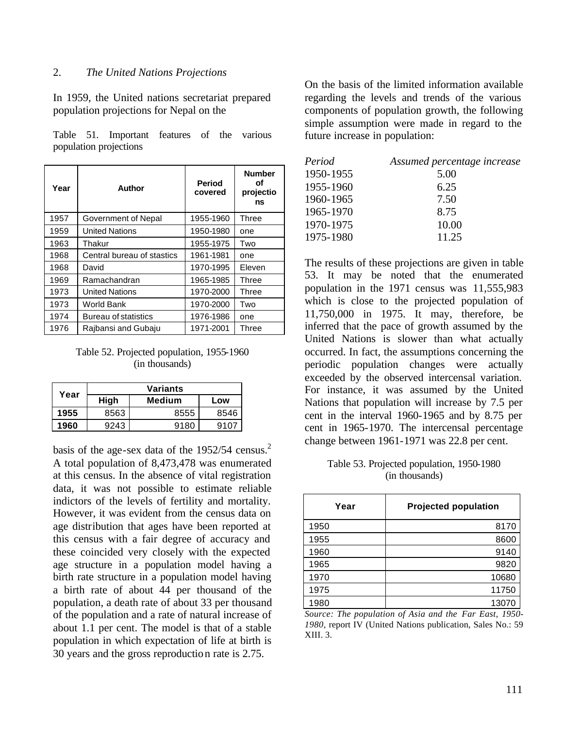## 2. *The United Nations Projections*

In 1959, the United nations secretariat prepared population projections for Nepal on the basis of the age-sex data of the 1952/54 census.[2] A total population of 8,473,478 was enumerated at this census. In the absence of vital registration data, it was not possible to estimate reliable indictors of the levels of fertility and mortality. However, it was evident from the census data on age distribution that ages have been reported at this census with a fair degree of accuracy and these coincided very closely with the expected age structure in a population model having a birth rate structure in a population model having a birth rate of about 44 per thousand of the population, a death rate of about 33 per thousand of the population and a rate of natural increase of about 1.1 per cent. The model is that of a stable population in which expectation of life at birth is 30 years and the gross reproduction rate is 2.75.

Table 51. Important features of the various population projections

| Year | Author | Period covered | Number of projections |
|---|---|---|---|
| 1957 | Government of Nepal | 1955-1960 | Three |
| 1959 | United Nations | 1950-1980 | one |
| 1963 | Thakur | 1955-1975 | Two |
| 1968 | Central bureau of stastics | 1961-1981 | one |
| 1968 | David | 1970-1995 | Eleven |
| 1969 | Ramachandran | 1965-1985 | Three |
| 1973 | United Nations | 1970-2000 | Three |
| 1973 | World Bank | 1970-2000 | Two |
| 1974 | Bureau of statistics | 1976-1986 | one |
| 1976 | Rajbansi and Gubaju | 1971-2001 | Three |

Table 52. Projected population, 1955-1960 (in thousands)

| Year | Variants | | |
|---|---|---|---|
| | High | Medium | Low |
| **1955** | 8563 | 8555 | 8546 |
| **1960** | 9243 | 9180 | 9107 |

On the basis of the limited information available regarding the levels and trends of the various components of population growth, the following simple assumption were made in regard to the future increase in population:

| *Period* | *Assumed percentage increase* |
|---|---|
| 1950-1955 | 5.00 |
| 1955-1960 | 6.25 |
| 1960-1965 | 7.50 |
| 1965-1970 | 8.75 |
| 1970-1975 | 10.00 |
| 1975-1980 | 11.25 |

The results of these projections are given in table 53. It may be noted that the enumerated population in the 1971 census was 11,555,983 which is close to the projected population of 11,750,000 in 1975. It may, therefore, be inferred that the pace of growth assumed by the United Nations is slower than what actually occurred. In fact, the assumptions concerning the periodic population changes were actually exceeded by the observed intercensal variation. For instance, it was assumed by the United Nations that population will increase by 7.5 per cent in the interval 1960-1965 and by 8.75 per cent in 1965-1970. The intercensal percentage change between 1961-1971 was 22.8 per cent.

Table 53. Projected population, 1950-1980 (in thousands)

| Year | Projected population |
|---|---|
| 1950 | 8170 |
| 1955 | 8600 |
| 1960 | 9140 |
| 1965 | 9820 |
| 1970 | 10680 |
| 1975 | 11750 |
| 1980 | 13070 |

*Source: The population of Asia and the Far East, 1950-1980*, report IV (United Nations publication, Sales No.: 59 XIII. 3.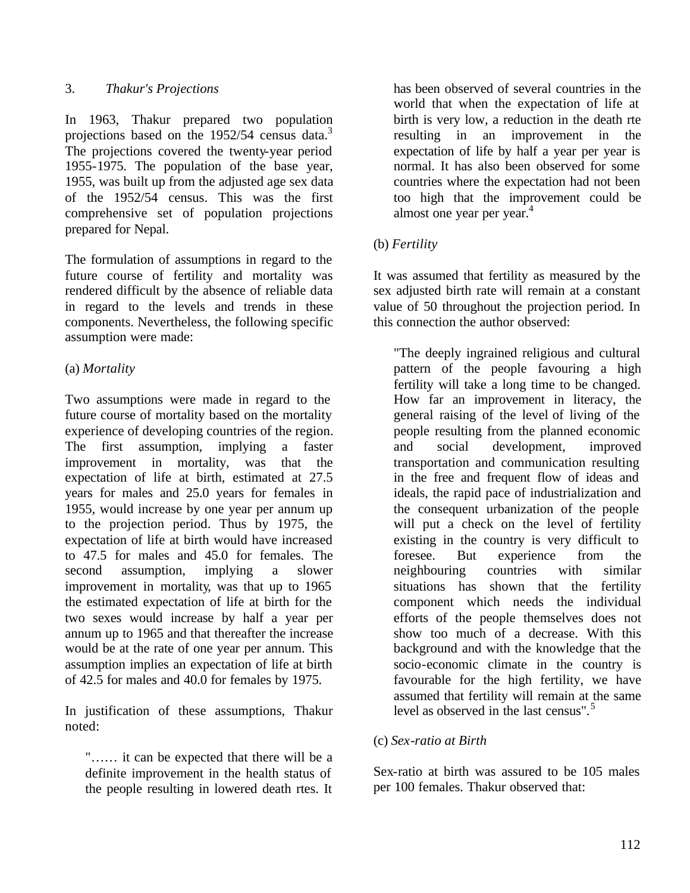### 3. *Thakur's Projections*

In 1963, Thakur prepared two population projections based on the 1952/54 census data.[3] The projections covered the twenty-year period 1955-1975. The population of the base year, 1955, was built up from the adjusted age sex data of the 1952/54 census. This was the first comprehensive set of population projections prepared for Nepal.

The formulation of assumptions in regard to the future course of fertility and mortality was rendered difficult by the absence of reliable data in regard to the levels and trends in these components. Nevertheless, the following specific assumption were made:

(a) *Mortality*

Two assumptions were made in regard to the future course of mortality based on the mortality experience of developing countries of the region. The first assumption, implying a faster improvement in mortality, was that the expectation of life at birth, estimated at 27.5 years for males and 25.0 years for females in 1955, would increase by one year per annum up to the projection period. Thus by 1975, the expectation of life at birth would have increased to 47.5 for males and 45.0 for females. The second assumption, implying a slower improvement in mortality, was that up to 1965 the estimated expectation of life at birth for the two sexes would increase by half a year per annum up to 1965 and that thereafter the increase would be at the rate of one year per annum. This assumption implies an expectation of life at birth of 42.5 for males and 40.0 for females by 1975.

In justification of these assumptions, Thakur noted:

> "…… it can be expected that there will be a definite improvement in the health status of the people resulting in lowered death rtes. It has been observed of several countries in the world that when the expectation of life at birth is very low, a reduction in the death rte resulting in an improvement in the expectation of life by half a year per year is normal. It has also been observed for some countries where the expectation had not been too high that the improvement could be almost one year per year.[4]

(b) *Fertility*

It was assumed that fertility as measured by the sex adjusted birth rate will remain at a constant value of 50 throughout the projection period. In this connection the author observed:

> "The deeply ingrained religious and cultural pattern of the people favouring a high fertility will take a long time to be changed. How far an improvement in literacy, the general raising of the level of living of the people resulting from the planned economic and social development, improved transportation and communication resulting in the free and frequent flow of ideas and ideals, the rapid pace of industrialization and the consequent urbanization of the people will put a check on the level of fertility existing in the country is very difficult to foresee. But experience from the neighbouring countries with similar situations has shown that the fertility component which needs the individual efforts of the people themselves does not show too much of a decrease. With this background and with the knowledge that the socio-economic climate in the country is favourable for the high fertility, we have assumed that fertility will remain at the same level as observed in the last census".[5]

(c) *Sex-ratio at Birth*

Sex-ratio at birth was assured to be 105 males per 100 females. Thakur observed that: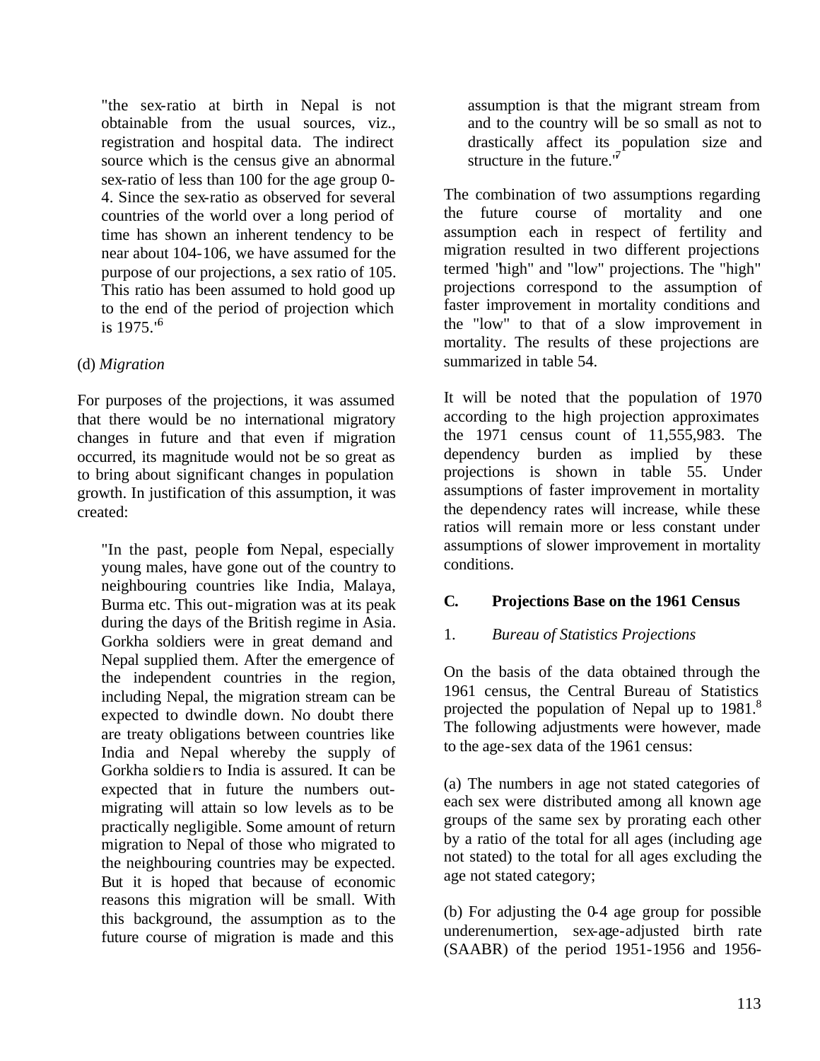"the sex-ratio at birth in Nepal is not obtainable from the usual sources, viz., registration and hospital data. The indirect source which is the census give an abnormal sex-ratio of less than 100 for the age group 0-4. Since the sex-ratio as observed for several countries of the world over a long period of time has shown an inherent tendency to be near about 104-106, we have assumed for the purpose of our projections, a sex ratio of 105. This ratio has been assumed to hold good up to the end of the period of projection which is 1975."[6]

(d) *Migration*

For purposes of the projections, it was assumed that there would be no international migratory changes in future and that even if migration occurred, its magnitude would not be so great as to bring about significant changes in population growth. In justification of this assumption, it was created:

"In the past, people fom Nepal, especially young males, have gone out of the country to neighbouring countries like India, Malaya, Burma etc. This out-migration was at its peak during the days of the British regime in Asia. Gorkha soldiers were in great demand and Nepal supplied them. After the emergence of the independent countries in the region, including Nepal, the migration stream can be expected to dwindle down. No doubt there are treaty obligations between countries like India and Nepal whereby the supply of Gorkha soldiers to India is assured. It can be expected that in future the numbers out-migrating will attain so low levels as to be practically negligible. Some amount of return migration to Nepal of those who migrated to the neighbouring countries may be expected. But it is hoped that because of economic reasons this migration will be small. With this background, the assumption as to the future course of migration is made and this assumption is that the migrant stream from and to the country will be so small as not to drastically affect its population size and structure in the future."[7]

The combination of two assumptions regarding the future course of mortality and one assumption each in respect of fertility and migration resulted in two different projections termed "high" and "low" projections. The "high" projections correspond to the assumption of faster improvement in mortality conditions and the "low" to that of a slow improvement in mortality. The results of these projections are summarized in table 54.

It will be noted that the population of 1970 according to the high projection approximates the 1971 census count of 11,555,983. The dependency burden as implied by these projections is shown in table 55. Under assumptions of faster improvement in mortality the dependency rates will increase, while these ratios will remain more or less constant under assumptions of slower improvement in mortality conditions.

## C. Projections Base on the 1961 Census

### 1. *Bureau of Statistics Projections*

On the basis of the data obtained through the 1961 census, the Central Bureau of Statistics projected the population of Nepal up to 1981.[8] The following adjustments were however, made to the age-sex data of the 1961 census:

(a) The numbers in age not stated categories of each sex were distributed among all known age groups of the same sex by prorating each other by a ratio of the total for all ages (including age not stated) to the total for all ages excluding the age not stated category;

(b) For adjusting the 0-4 age group for possible underenumertion, sex-age-adjusted birth rate (SAABR) of the period 1951-1956 and 1956-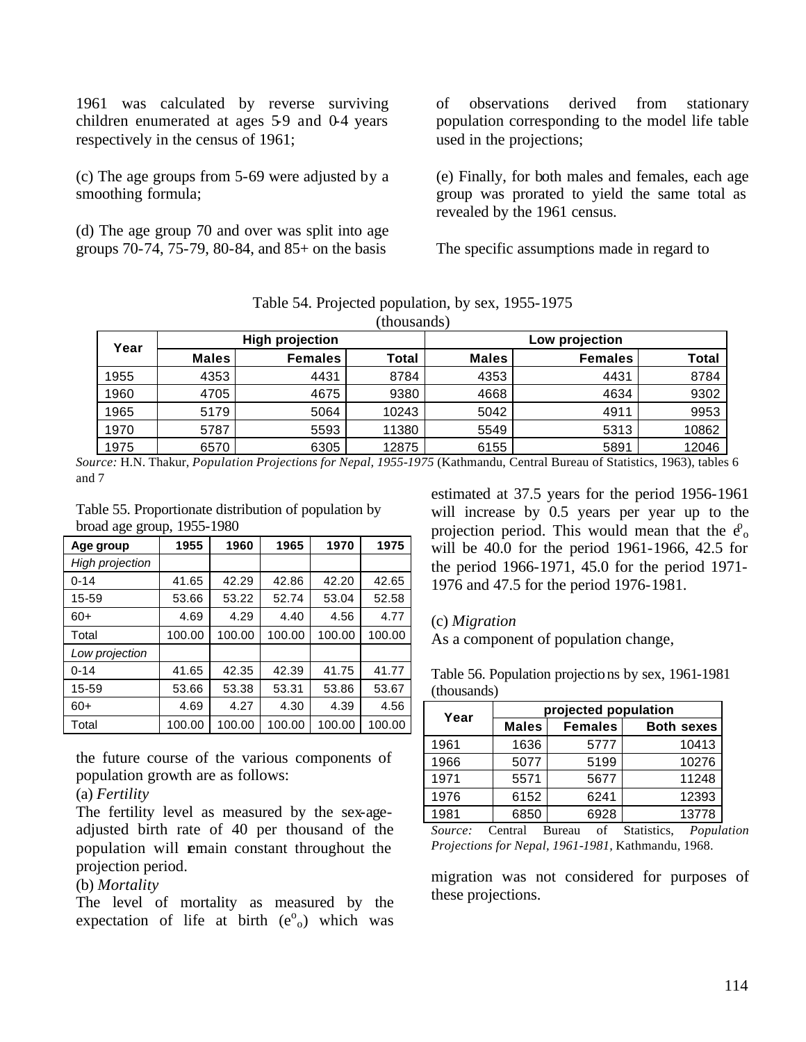1961 was calculated by reverse surviving children enumerated at ages 5-9 and 0-4 years respectively in the census of 1961;

(c) The age groups from 5-69 were adjusted by a smoothing formula;

(d) The age group 70 and over was split into age groups 70-74, 75-79, 80-84, and 85+ on the basis of observations derived from stationary population corresponding to the model life table used in the projections;

(e) Finally, for both males and females, each age group was prorated to yield the same total as revealed by the 1961 census.

The specific assumptions made in regard to the future course of the various components of population growth are as follows:

Table 54. Projected population, by sex, 1955-1975 (thousands)

| Year | High projection | | | Low projection | | |
|---|---|---|---|---|---|---|
| | Males | Females | Total | Males | Females | Total |
| 1955 | 4353 | 4431 | 8784 | 4353 | 4431 | 8784 |
| 1960 | 4705 | 4675 | 9380 | 4668 | 4634 | 9302 |
| 1965 | 5179 | 5064 | 10243 | 5042 | 4911 | 9953 |
| 1970 | 5787 | 5593 | 11380 | 5549 | 5313 | 10862 |
| 1975 | 6570 | 6305 | 12875 | 6155 | 5891 | 12046 |

*Source:* H.N. Thakur, *Population Projections for Nepal, 1955-1975* (Kathmandu, Central Bureau of Statistics, 1963), tables 6 and 7

Table 55. Proportionate distribution of population by broad age group, 1955-1980

| Age group | 1955 | 1960 | 1965 | 1970 | 1975 |
|---|---|---|---|---|---|
| *High projection* | | | | | |
| 0-14 | 41.65 | 42.29 | 42.86 | 42.20 | 42.65 |
| 15-59 | 53.66 | 53.22 | 52.74 | 53.04 | 52.58 |
| 60+ | 4.69 | 4.29 | 4.40 | 4.56 | 4.77 |
| Total | 100.00 | 100.00 | 100.00 | 100.00 | 100.00 |
| *Low projection* | | | | | |
| 0-14 | 41.65 | 42.35 | 42.39 | 41.75 | 41.77 |
| 15-59 | 53.66 | 53.38 | 53.31 | 53.86 | 53.67 |
| 60+ | 4.69 | 4.27 | 4.30 | 4.39 | 4.56 |
| Total | 100.00 | 100.00 | 100.00 | 100.00 | 100.00 |

(a) *Fertility*

The fertility level as measured by the sex-age-adjusted birth rate of 40 per thousand of the population will remain constant throughout the projection period.

(b) *Mortality*

The level of mortality as measured by the expectation of life at birth ($e^o_o$) which was estimated at 37.5 years for the period 1956-1961 will increase by 0.5 years per year up to the projection period. This would mean that the $e^o_o$ will be 40.0 for the period 1961-1966, 42.5 for the period 1966-1971, 45.0 for the period 1971-1976 and 47.5 for the period 1976-1981.

(c) *Migration*

As a component of population change, migration was not considered for purposes of these projections.

Table 56. Population projections by sex, 1961-1981 (thousands)

| Year | projected population | | |
|---|---|---|---|
| | Males | Females | Both sexes |
| 1961 | 1636 | 5777 | 10413 |
| 1966 | 5077 | 5199 | 10276 |
| 1971 | 5571 | 5677 | 11248 |
| 1976 | 6152 | 6241 | 12393 |
| 1981 | 6850 | 6928 | 13778 |

*Source:* Central Bureau of Statistics, *Population Projections for Nepal, 1961-1981*, Kathmandu, 1968.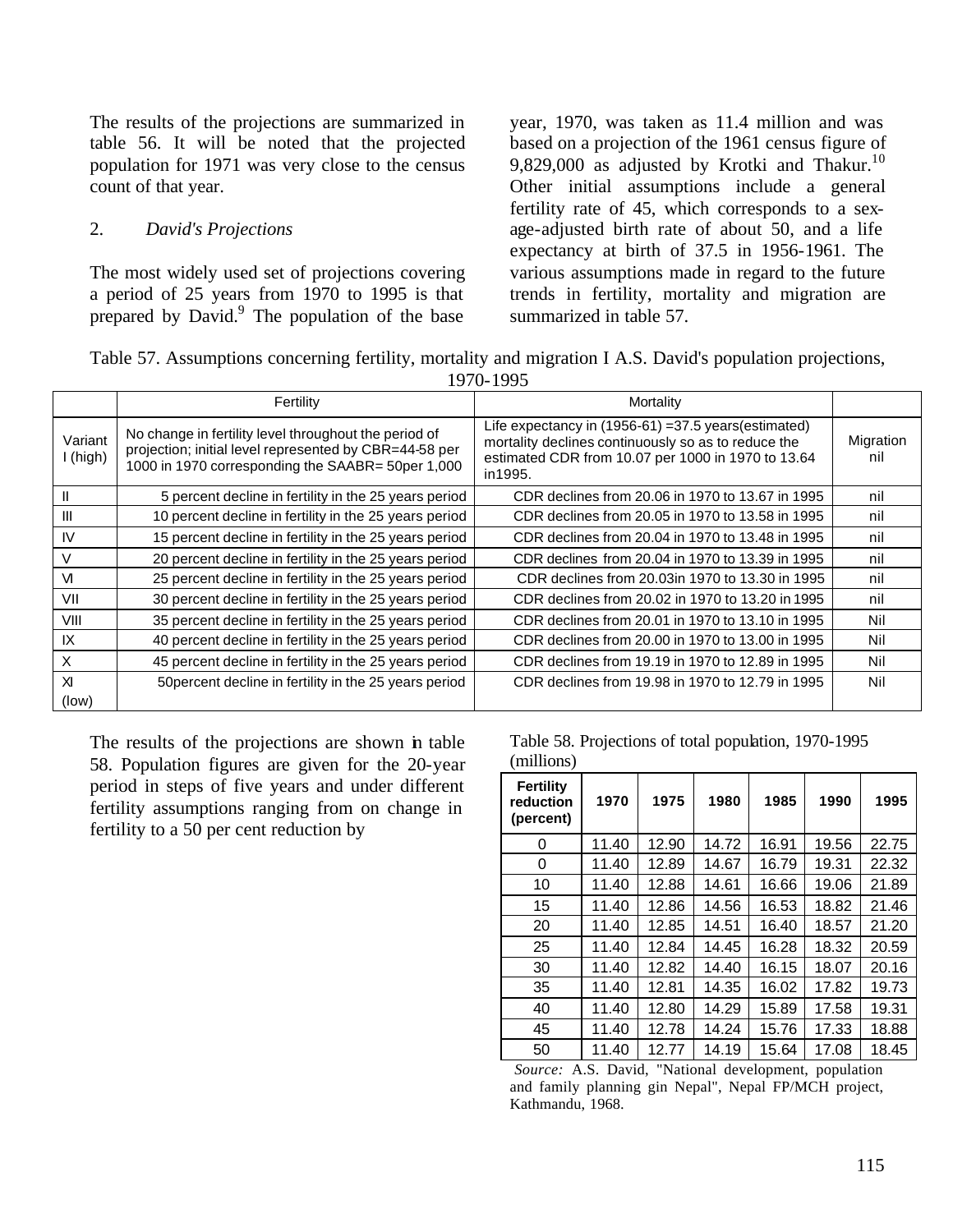The results of the projections are summarized in table 56. It will be noted that the projected population for 1971 was very close to the census count of that year.

2. *David's Projections*

The most widely used set of projections covering a period of 25 years from 1970 to 1995 is that prepared by David.[9] The population of the base year, 1970, was taken as 11.4 million and was based on a projection of the 1961 census figure of 9,829,000 as adjusted by Krotki and Thakur.[10] Other initial assumptions include a general fertility rate of 45, which corresponds to a sex-age-adjusted birth rate of about 50, and a life expectancy at birth of 37.5 in 1956-1961. The various assumptions made in regard to the future trends in fertility, mortality and migration are summarized in table 57.

Table 57. Assumptions concerning fertility, mortality and migration I A.S. David's population projections, 1970-1995

| | Fertility | Mortality | |
|---|---|---|---|
| Variant I (high) | No change in fertility level throughout the period of projection; initial level represented by CBR=44-58 per 1000 in 1970 corresponding the SAABR= 50per 1,000 | Life expectancy in (1956-61) =37.5 years(estimated) mortality declines continuously so as to reduce the estimated CDR from 10.07 per 1000 in 1970 to 13.64 in1995. | Migration nil |
| II | 5 percent decline in fertility in the 25 years period | CDR declines from 20.06 in 1970 to 13.67 in 1995 | nil |
| III | 10 percent decline in fertility in the 25 years period | CDR declines from 20.05 in 1970 to 13.58 in 1995 | nil |
| IV | 15 percent decline in fertility in the 25 years period | CDR declines from 20.04 in 1970 to 13.48 in 1995 | nil |
| V | 20 percent decline in fertility in the 25 years period | CDR declines from 20.04 in 1970 to 13.39 in 1995 | nil |
| VI | 25 percent decline in fertility in the 25 years period | CDR declines from 20.03in 1970 to 13.30 in 1995 | nil |
| VII | 30 percent decline in fertility in the 25 years period | CDR declines from 20.02 in 1970 to 13.20 in 1995 | nil |
| VIII | 35 percent decline in fertility in the 25 years period | CDR declines from 20.01 in 1970 to 13.10 in 1995 | Nil |
| IX | 40 percent decline in fertility in the 25 years period | CDR declines from 20.00 in 1970 to 13.00 in 1995 | Nil |
| X | 45 percent decline in fertility in the 25 years period | CDR declines from 19.19 in 1970 to 12.89 in 1995 | Nil |
| XI (low) | 50percent decline in fertility in the 25 years period | CDR declines from 19.98 in 1970 to 12.79 in 1995 | Nil |

The results of the projections are shown in table 58. Population figures are given for the 20-year period in steps of five years and under different fertility assumptions ranging from on change in fertility to a 50 per cent reduction by

Table 58. Projections of total population, 1970-1995 (millions)

| Fertility reduction (percent) | 1970 | 1975 | 1980 | 1985 | 1990 | 1995 |
|---|---|---|---|---|---|---|
| 0 | 11.40 | 12.90 | 14.72 | 16.91 | 19.56 | 22.75 |
| 0 | 11.40 | 12.89 | 14.67 | 16.79 | 19.31 | 22.32 |
| 10 | 11.40 | 12.88 | 14.61 | 16.66 | 19.06 | 21.89 |
| 15 | 11.40 | 12.86 | 14.56 | 16.53 | 18.82 | 21.46 |
| 20 | 11.40 | 12.85 | 14.51 | 16.40 | 18.57 | 21.20 |
| 25 | 11.40 | 12.84 | 14.45 | 16.28 | 18.32 | 20.59 |
| 30 | 11.40 | 12.82 | 14.40 | 16.15 | 18.07 | 20.16 |
| 35 | 11.40 | 12.81 | 14.35 | 16.02 | 17.82 | 19.73 |
| 40 | 11.40 | 12.80 | 14.29 | 15.89 | 17.58 | 19.31 |
| 45 | 11.40 | 12.78 | 14.24 | 15.76 | 17.33 | 18.88 |
| 50 | 11.40 | 12.77 | 14.19 | 15.64 | 17.08 | 18.45 |

*Source:* A.S. David, "National development, population and family planning gin Nepal", Nepal FP/MCH project, Kathmandu, 1968.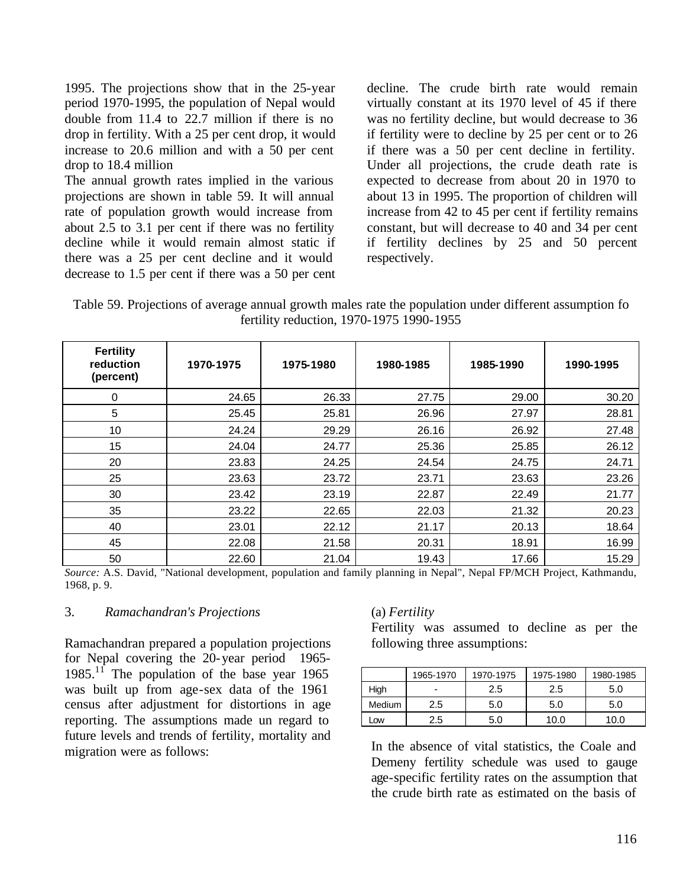1995. The projections show that in the 25-year period 1970-1995, the population of Nepal would double from 11.4 to 22.7 million if there is no drop in fertility. With a 25 per cent drop, it would increase to 20.6 million and with a 50 per cent drop to 18.4 million

The annual growth rates implied in the various projections are shown in table 59. It will annual rate of population growth would increase from about 2.5 to 3.1 per cent if there was no fertility decline while it would remain almost static if there was a 25 per cent decline and it would decrease to 1.5 per cent if there was a 50 per cent decline. The crude birth rate would remain virtually constant at its 1970 level of 45 if there was no fertility decline, but would decrease to 36 if fertility were to decline by 25 per cent or to 26 if there was a 50 per cent decline in fertility. Under all projections, the crude death rate is expected to decrease from about 20 in 1970 to about 13 in 1995. The proportion of children will increase from 42 to 45 per cent if fertility remains constant, but will decrease to 40 and 34 per cent if fertility declines by 25 and 50 percent respectively.

Table 59. Projections of average annual growth males rate the population under different assumption fo fertility reduction, 1970-1975 1990-1955

| Fertility reduction (percent) | 1970-1975 | 1975-1980 | 1980-1985 | 1985-1990 | 1990-1995 |
|---|---|---|---|---|---|
| 0 | 24.65 | 26.33 | 27.75 | 29.00 | 30.20 |
| 5 | 25.45 | 25.81 | 26.96 | 27.97 | 28.81 |
| 10 | 24.24 | 29.29 | 26.16 | 26.92 | 27.48 |
| 15 | 24.04 | 24.77 | 25.36 | 25.85 | 26.12 |
| 20 | 23.83 | 24.25 | 24.54 | 24.75 | 24.71 |
| 25 | 23.63 | 23.72 | 23.71 | 23.63 | 23.26 |
| 30 | 23.42 | 23.19 | 22.87 | 22.49 | 21.77 |
| 35 | 23.22 | 22.65 | 22.03 | 21.32 | 20.23 |
| 40 | 23.01 | 22.12 | 21.17 | 20.13 | 18.64 |
| 45 | 22.08 | 21.58 | 20.31 | 18.91 | 16.99 |
| 50 | 22.60 | 21.04 | 19.43 | 17.66 | 15.29 |

*Source:* A.S. David, "National development, population and family planning in Nepal", Nepal FP/MCH Project, Kathmandu, 1968, p. 9.

### 3. *Ramachandran's Projections*

Ramachandran prepared a population projections for Nepal covering the 20-year period 1965-1985.[11] The population of the base year 1965 was built up from age-sex data of the 1961 census after adjustment for distortions in age reporting. The assumptions made un regard to future levels and trends of fertility, mortality and migration were as follows:

(a) *Fertility*

Fertility was assumed to decline as per the following three assumptions:

| | 1965-1970 | 1970-1975 | 1975-1980 | 1980-1985 |
|---|---|---|---|---|
| High | - | 2.5 | 2.5 | 5.0 |
| Medium | 2.5 | 5.0 | 5.0 | 5.0 |
| Low | 2.5 | 5.0 | 10.0 | 10.0 |

In the absence of vital statistics, the Coale and Demeny fertility schedule was used to gauge age-specific fertility rates on the assumption that the crude birth rate as estimated on the basis of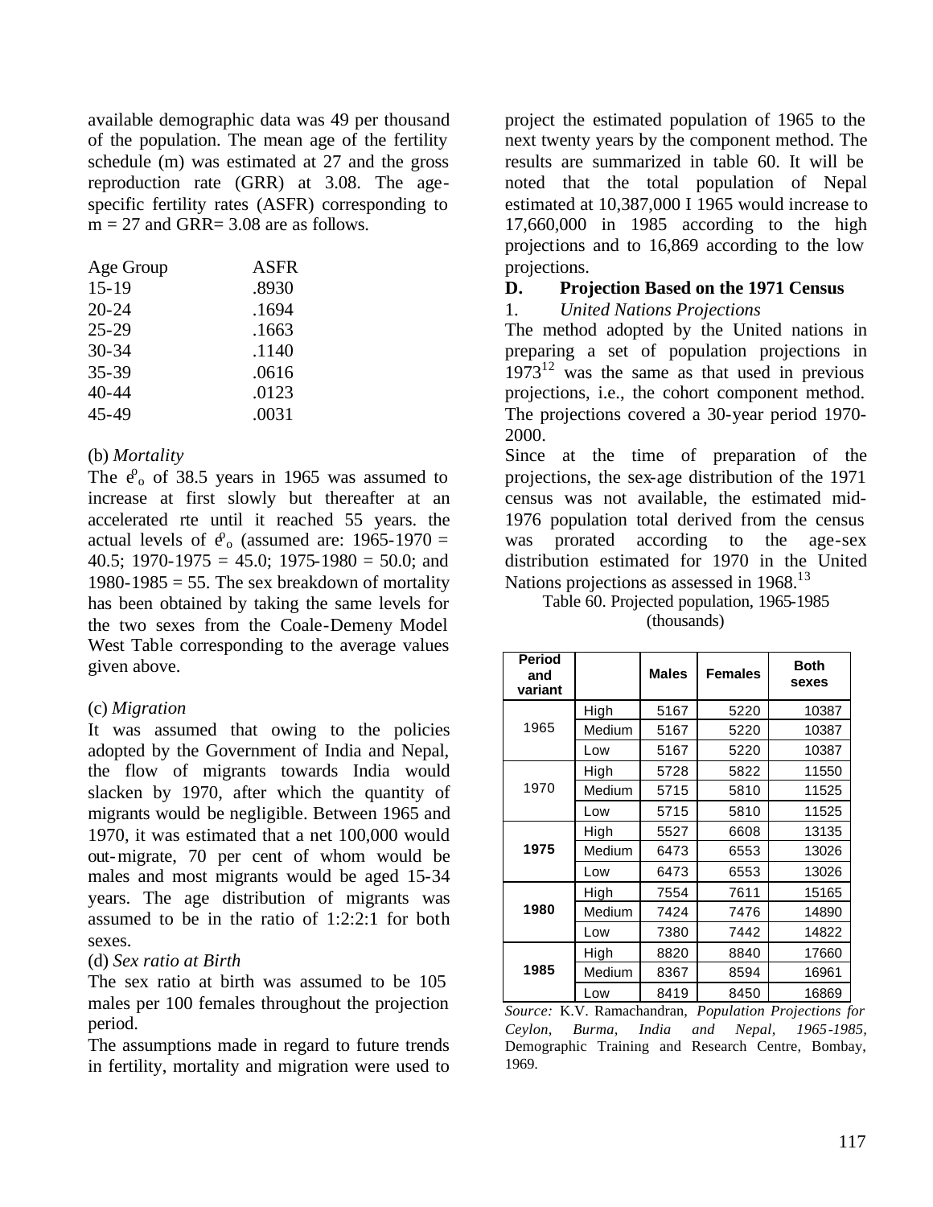available demographic data was 49 per thousand of the population. The mean age of the fertility schedule (m) was estimated at 27 and the gross reproduction rate (GRR) at 3.08. The age-specific fertility rates (ASFR) corresponding to m = 27 and GRR= 3.08 are as follows.

| Age Group | ASFR |
|---|---|
| 15-19 | .8930 |
| 20-24 | .1694 |
| 25-29 | .1663 |
| 30-34 | .1140 |
| 35-39 | .0616 |
| 40-44 | .0123 |
| 45-49 | .0031 |

(b) *Mortality*

The $e^0_o$ of 38.5 years in 1965 was assumed to increase at first slowly but thereafter at an accelerated rte until it reached 55 years. the actual levels of $e^0_o$ (assumed are: 1965-1970 = 40.5; 1970-1975 = 45.0; 1975-1980 = 50.0; and 1980-1985 = 55. The sex breakdown of mortality has been obtained by taking the same levels for the two sexes from the Coale-Demeny Model West Table corresponding to the average values given above.

(c) *Migration*

It was assumed that owing to the policies adopted by the Government of India and Nepal, the flow of migrants towards India would slacken by 1970, after which the quantity of migrants would be negligible. Between 1965 and 1970, it was estimated that a net 100,000 would out-migrate, 70 per cent of whom would be males and most migrants would be aged 15-34 years. The age distribution of migrants was assumed to be in the ratio of 1:2:2:1 for both sexes.

(d) *Sex ratio at Birth*

The sex ratio at birth was assumed to be 105 males per 100 females throughout the projection period.

The assumptions made in regard to future trends in fertility, mortality and migration were used to project the estimated population of 1965 to the next twenty years by the component method. The results are summarized in table 60. It will be noted that the total population of Nepal estimated at 10,387,000 I 1965 would increase to 17,660,000 in 1985 according to the high projections and to 16,869 according to the low projections.

### D. Projection Based on the 1971 Census

1. *United Nations Projections*

The method adopted by the United nations in preparing a set of population projections in 1973[12] was the same as that used in previous projections, i.e., the cohort component method. The projections covered a 30-year period 1970-2000.

Since at the time of preparation of the projections, the sex-age distribution of the 1971 census was not available, the estimated mid-1976 population total derived from the census was prorated according to the age-sex distribution estimated for 1970 in the United Nations projections as assessed in 1968.[13]

Table 60. Projected population, 1965-1985 (thousands)

| Period and variant | | Males | Females | Both sexes |
|---|---|---|---|---|
| 1965 | High | 5167 | 5220 | 10387 |
| | Medium | 5167 | 5220 | 10387 |
| | Low | 5167 | 5220 | 10387 |
| 1970 | High | 5728 | 5822 | 11550 |
| | Medium | 5715 | 5810 | 11525 |
| | Low | 5715 | 5810 | 11525 |
| **1975** | High | 5527 | 6608 | 13135 |
| | Medium | 6473 | 6553 | 13026 |
| | Low | 6473 | 6553 | 13026 |
| **1980** | High | 7554 | 7611 | 15165 |
| | Medium | 7424 | 7476 | 14890 |
| | Low | 7380 | 7442 | 14822 |
| **1985** | High | 8820 | 8840 | 17660 |
| | Medium | 8367 | 8594 | 16961 |
| | Low | 8419 | 8450 | 16869 |

*Source:* K.V. Ramachandran, *Population Projections for Ceylon, Burma, India and Nepal, 1965-1985,* Demographic Training and Research Centre, Bombay, 1969.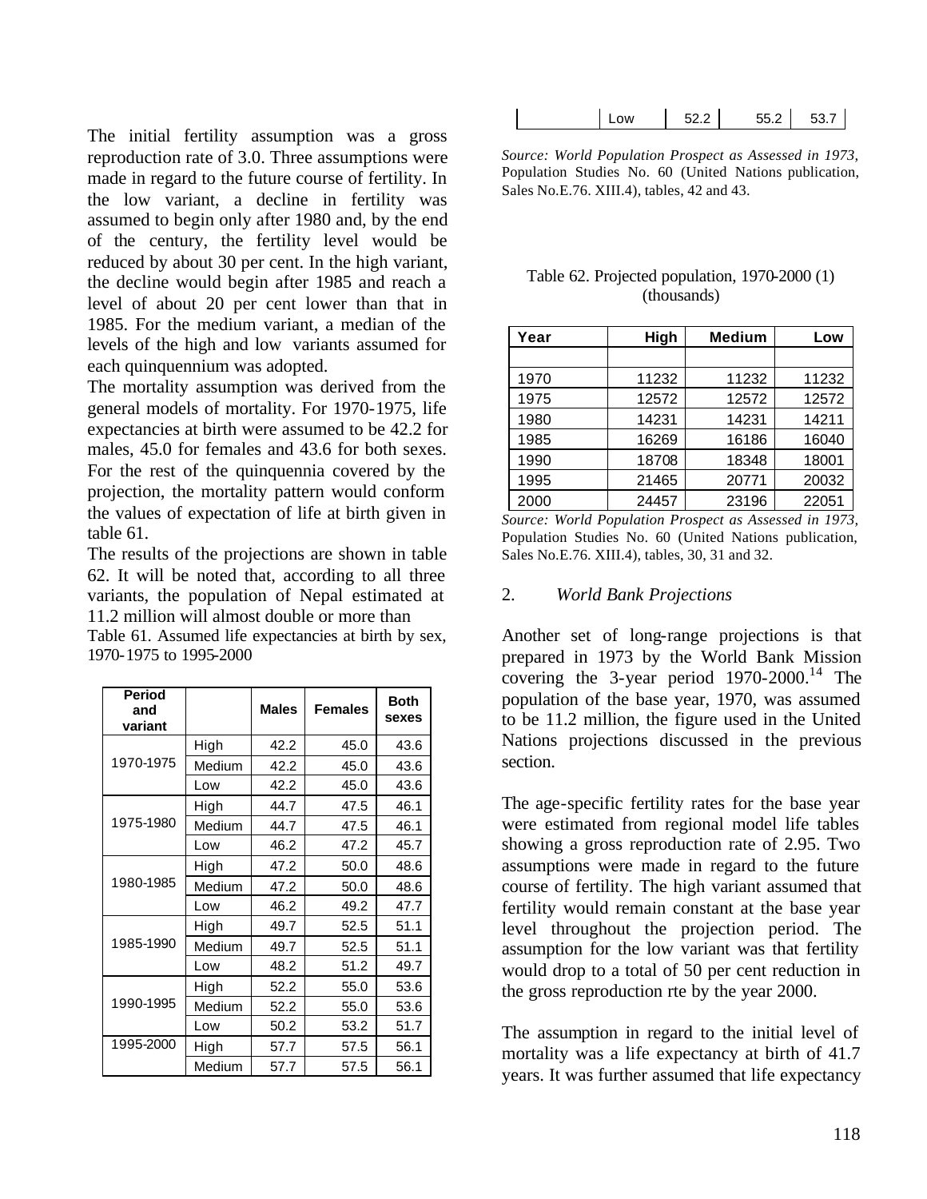The initial fertility assumption was a gross reproduction rate of 3.0. Three assumptions were made in regard to the future course of fertility. In the low variant, a decline in fertility was assumed to begin only after 1980 and, by the end of the century, the fertility level would be reduced by about 30 per cent. In the high variant, the decline would begin after 1985 and reach a level of about 20 per cent lower than that in 1985. For the medium variant, a median of the levels of the high and low variants assumed for each quinquennium was adopted.

The mortality assumption was derived from the general models of mortality. For 1970-1975, life expectancies at birth were assumed to be 42.2 for males, 45.0 for females and 43.6 for both sexes. For the rest of the quinquennia covered by the projection, the mortality pattern would conform the values of expectation of life at birth given in table 61.

The results of the projections are shown in table 62. It will be noted that, according to all three variants, the population of Nepal estimated at 11.2 million will almost double or more than

Table 61. Assumed life expectancies at birth by sex, 1970-1975 to 1995-2000

| Period and variant | | Males | Females | Both sexes |
|---|---|---|---|---|
| 1970-1975 | High | 42.2 | 45.0 | 43.6 |
| | Medium | 42.2 | 45.0 | 43.6 |
| | Low | 42.2 | 45.0 | 43.6 |
| 1975-1980 | High | 44.7 | 47.5 | 46.1 |
| | Medium | 44.7 | 47.5 | 46.1 |
| | Low | 46.2 | 47.2 | 45.7 |
| 1980-1985 | High | 47.2 | 50.0 | 48.6 |
| | Medium | 47.2 | 50.0 | 48.6 |
| | Low | 46.2 | 49.2 | 47.7 |
| 1985-1990 | High | 49.7 | 52.5 | 51.1 |
| | Medium | 49.7 | 52.5 | 51.1 |
| | Low | 48.2 | 51.2 | 49.7 |
| 1990-1995 | High | 52.2 | 55.0 | 53.6 |
| | Medium | 52.2 | 55.0 | 53.6 |
| | Low | 50.2 | 53.2 | 51.7 |
| 1995-2000 | High | 57.7 | 57.5 | 56.1 |
| | Medium | 57.7 | 57.5 | 56.1 |
| | Low | 52.2 | 55.2 | 53.7 |

*Source: World Population Prospect as Assessed in 1973,* Population Studies No. 60 (United Nations publication, Sales No.E.76. XIII.4), tables, 42 and 43.

Table 62. Projected population, 1970-2000 (1) (thousands)

| Year | High | Medium | Low |
|---|---|---|---|
| | | | |
| 1970 | 11232 | 11232 | 11232 |
| 1975 | 12572 | 12572 | 12572 |
| 1980 | 14231 | 14231 | 14211 |
| 1985 | 16269 | 16186 | 16040 |
| 1990 | 18708 | 18348 | 18001 |
| 1995 | 21465 | 20771 | 20032 |
| 2000 | 24457 | 23196 | 22051 |

*Source: World Population Prospect as Assessed in 1973,* Population Studies No. 60 (United Nations publication, Sales No.E.76. XIII.4), tables, 30, 31 and 32.

## 2. *World Bank Projections*

Another set of long-range projections is that prepared in 1973 by the World Bank Mission covering the 3-year period 1970-2000.[14] The population of the base year, 1970, was assumed to be 11.2 million, the figure used in the United Nations projections discussed in the previous section.

The age-specific fertility rates for the base year were estimated from regional model life tables showing a gross reproduction rate of 2.95. Two assumptions were made in regard to the future course of fertility. The high variant assumed that fertility would remain constant at the base year level throughout the projection period. The assumption for the low variant was that fertility would drop to a total of 50 per cent reduction in the gross reproduction rte by the year 2000.

The assumption in regard to the initial level of mortality was a life expectancy at birth of 41.7 years. It was further assumed that life expectancy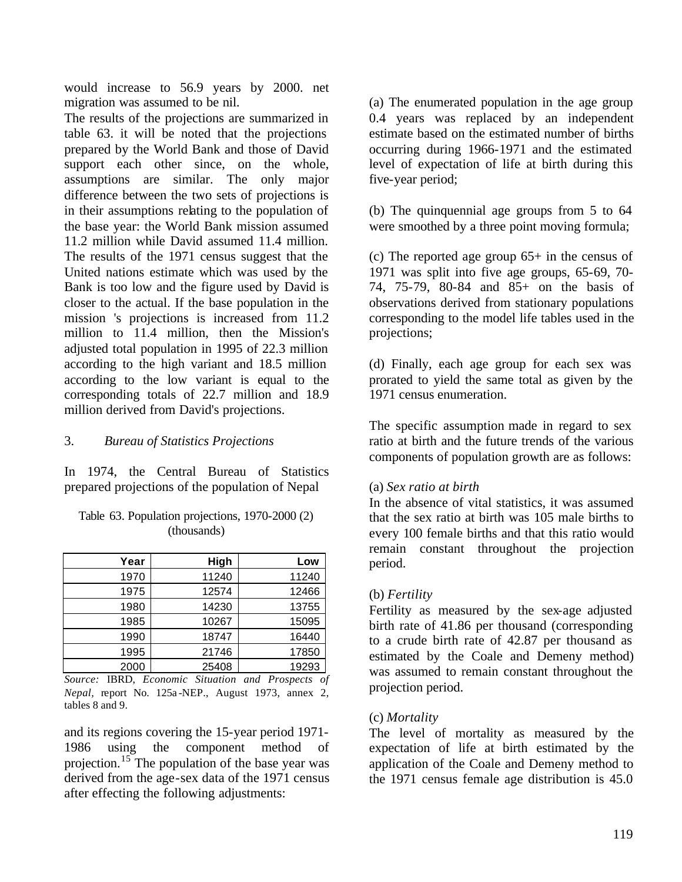would increase to 56.9 years by 2000. net migration was assumed to be nil.

The results of the projections are summarized in table 63. it will be noted that the projections prepared by the World Bank and those of David support each other since, on the whole, assumptions are similar. The only major difference between the two sets of projections is in their assumptions relating to the population of the base year: the World Bank mission assumed 11.2 million while David assumed 11.4 million. The results of the 1971 census suggest that the United nations estimate which was used by the Bank is too low and the figure used by David is closer to the actual. If the base population in the mission 's projections is increased from 11.2 million to 11.4 million, then the Mission's adjusted total population in 1995 of 22.3 million according to the high variant and 18.5 million according to the low variant is equal to the corresponding totals of 22.7 million and 18.9 million derived from David's projections.

### 3. *Bureau of Statistics Projections*

In 1974, the Central Bureau of Statistics prepared projections of the population of Nepal and its regions covering the 15-year period 1971-1986 using the component method of projection.[15] The population of the base year was derived from the age-sex data of the 1971 census after effecting the following adjustments:

Table 63. Population projections, 1970-2000 (2)
(thousands)

| Year | High | Low |
|---|---|---|
| 1970 | 11240 | 11240 |
| 1975 | 12574 | 12466 |
| 1980 | 14230 | 13755 |
| 1985 | 10267 | 15095 |
| 1990 | 18747 | 16440 |
| 1995 | 21746 | 17850 |
| 2000 | 25408 | 19293 |

*Source:* IBRD, *Economic Situation and Prospects of Nepal,* report No. 125a-NEP., August 1973, annex 2, tables 8 and 9.

(a) The enumerated population in the age group 0.4 years was replaced by an independent estimate based on the estimated number of births occurring during 1966-1971 and the estimated level of expectation of life at birth during this five-year period;

(b) The quinquennial age groups from 5 to 64 were smoothed by a three point moving formula;

(c) The reported age group 65+ in the census of 1971 was split into five age groups, 65-69, 70-74, 75-79, 80-84 and 85+ on the basis of observations derived from stationary populations corresponding to the model life tables used in the projections;

(d) Finally, each age group for each sex was prorated to yield the same total as given by the 1971 census enumeration.

The specific assumption made in regard to sex ratio at birth and the future trends of the various components of population growth are as follows:

(a) *Sex ratio at birth*

In the absence of vital statistics, it was assumed that the sex ratio at birth was 105 male births to every 100 female births and that this ratio would remain constant throughout the projection period.

(b) *Fertility*

Fertility as measured by the sex-age adjusted birth rate of 41.86 per thousand (corresponding to a crude birth rate of 42.87 per thousand as estimated by the Coale and Demeny method) was assumed to remain constant throughout the projection period.

(c) *Mortality*

The level of mortality as measured by the expectation of life at birth estimated by the application of the Coale and Demeny method to the 1971 census female age distribution is 45.0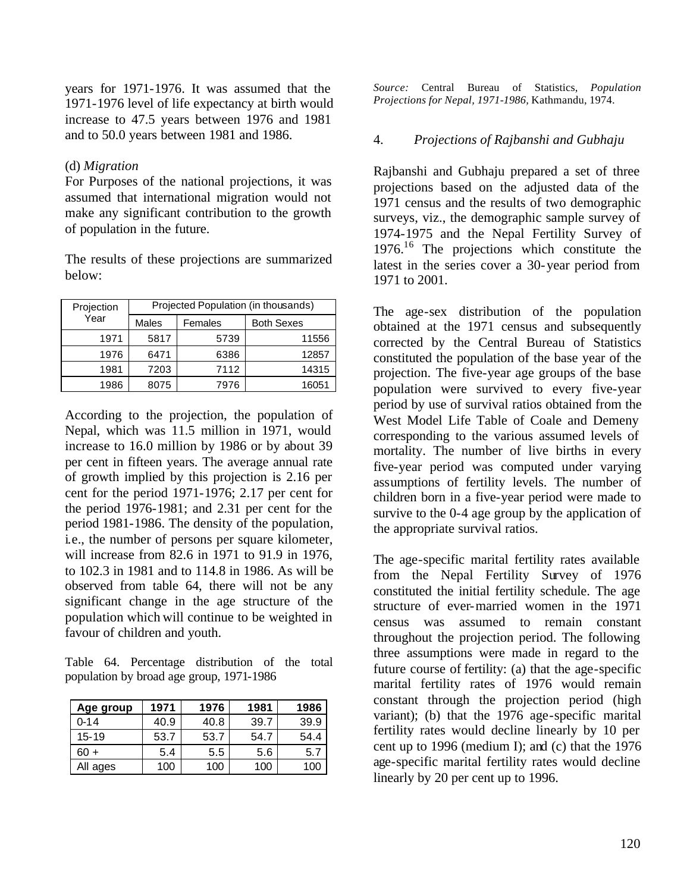years for 1971-1976. It was assumed that the 1971-1976 level of life expectancy at birth would increase to 47.5 years between 1976 and 1981 and to 50.0 years between 1981 and 1986.

(d) *Migration*

For Purposes of the national projections, it was assumed that international migration would not make any significant contribution to the growth of population in the future.

The results of these projections are summarized below:

| Projection Year | Projected Population (in thousands) | | |
|---|---|---|---|
| | Males | Females | Both Sexes |
| 1971 | 5817 | 5739 | 11556 |
| 1976 | 6471 | 6386 | 12857 |
| 1981 | 7203 | 7112 | 14315 |
| 1986 | 8075 | 7976 | 16051 |

According to the projection, the population of Nepal, which was 11.5 million in 1971, would increase to 16.0 million by 1986 or by about 39 per cent in fifteen years. The average annual rate of growth implied by this projection is 2.16 per cent for the period 1971-1976; 2.17 per cent for the period 1976-1981; and 2.31 per cent for the period 1981-1986. The density of the population, i.e., the number of persons per square kilometer, will increase from 82.6 in 1971 to 91.9 in 1976, to 102.3 in 1981 and to 114.8 in 1986. As will be observed from table 64, there will not be any significant change in the age structure of the population which will continue to be weighted in favour of children and youth.

Table 64. Percentage distribution of the total population by broad age group, 1971-1986

| Age group | 1971 | 1976 | 1981 | 1986 |
|---|---|---|---|---|
| 0-14 | 40.9 | 40.8 | 39.7 | 39.9 |
| 15-19 | 53.7 | 53.7 | 54.7 | 54.4 |
| 60 + | 5.4 | 5.5 | 5.6 | 5.7 |
| All ages | 100 | 100 | 100 | 100 |

*Source:* Central Bureau of Statistics, *Population Projections for Nepal, 1971-1986*, Kathmandu, 1974.

## 4. *Projections of Rajbanshi and Gubhaju*

Rajbanshi and Gubhaju prepared a set of three projections based on the adjusted data of the 1971 census and the results of two demographic surveys, viz., the demographic sample survey of 1974-1975 and the Nepal Fertility Survey of 1976.[16] The projections which constitute the latest in the series cover a 30-year period from 1971 to 2001.

The age-sex distribution of the population obtained at the 1971 census and subsequently corrected by the Central Bureau of Statistics constituted the population of the base year of the projection. The five-year age groups of the base population were survived to every five-year period by use of survival ratios obtained from the West Model Life Table of Coale and Demeny corresponding to the various assumed levels of mortality. The number of live births in every five-year period was computed under varying assumptions of fertility levels. The number of children born in a five-year period were made to survive to the 0-4 age group by the application of the appropriate survival ratios.

The age-specific marital fertility rates available from the Nepal Fertility Survey of 1976 constituted the initial fertility schedule. The age structure of ever-married women in the 1971 census was assumed to remain constant throughout the projection period. The following three assumptions were made in regard to the future course of fertility: (a) that the age-specific marital fertility rates of 1976 would remain constant through the projection period (high variant); (b) that the 1976 age-specific marital fertility rates would decline linearly by 10 per cent up to 1996 (medium I); and (c) that the 1976 age-specific marital fertility rates would decline linearly by 20 per cent up to 1996.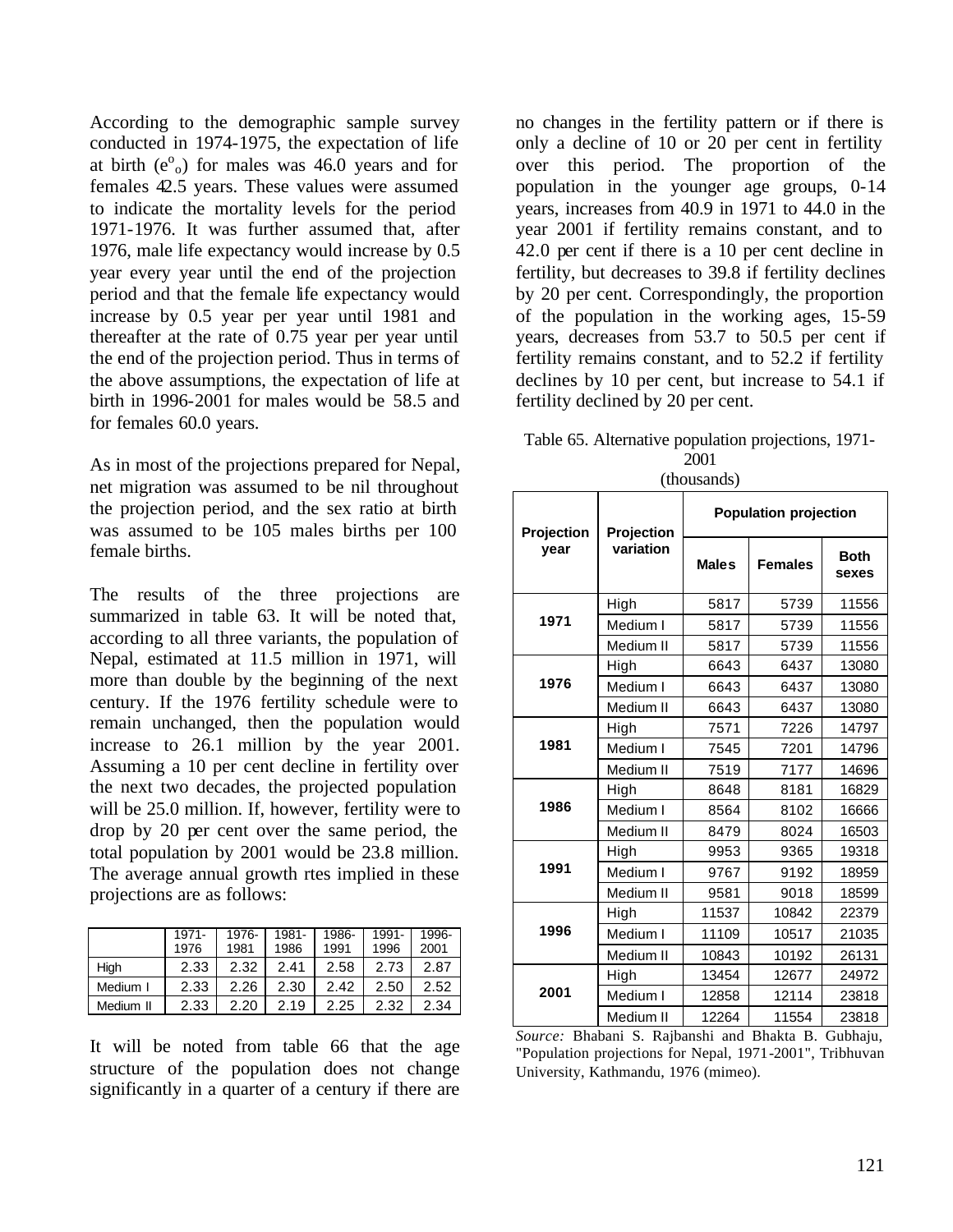According to the demographic sample survey conducted in 1974-1975, the expectation of life at birth ($e^o_o$) for males was 46.0 years and for females 42.5 years. These values were assumed to indicate the mortality levels for the period 1971-1976. It was further assumed that, after 1976, male life expectancy would increase by 0.5 year every year until the end of the projection period and that the female life expectancy would increase by 0.5 year per year until 1981 and thereafter at the rate of 0.75 year per year until the end of the projection period. Thus in terms of the above assumptions, the expectation of life at birth in 1996-2001 for males would be 58.5 and for females 60.0 years.

As in most of the projections prepared for Nepal, net migration was assumed to be nil throughout the projection period, and the sex ratio at birth was assumed to be 105 males births per 100 female births.

The results of the three projections are summarized in table 63. It will be noted that, according to all three variants, the population of Nepal, estimated at 11.5 million in 1971, will more than double by the beginning of the next century. If the 1976 fertility schedule were to remain unchanged, then the population would increase to 26.1 million by the year 2001. Assuming a 10 per cent decline in fertility over the next two decades, the projected population will be 25.0 million. If, however, fertility were to drop by 20 per cent over the same period, the total population by 2001 would be 23.8 million. The average annual growth rtes implied in these projections are as follows:

| | 1971-1976 | 1976-1981 | 1981-1986 | 1986-1991 | 1991-1996 | 1996-2001 |
|---|---|---|---|---|---|---|
| High | 2.33 | 2.32 | 2.41 | 2.58 | 2.73 | 2.87 |
| Medium I | 2.33 | 2.26 | 2.30 | 2.42 | 2.50 | 2.52 |
| Medium II | 2.33 | 2.20 | 2.19 | 2.25 | 2.32 | 2.34 |

It will be noted from table 66 that the age structure of the population does not change significantly in a quarter of a century if there are no changes in the fertility pattern or if there is only a decline of 10 or 20 per cent in fertility over this period. The proportion of the population in the younger age groups, 0-14 years, increases from 40.9 in 1971 to 44.0 in the year 2001 if fertility remains constant, and to 42.0 per cent if there is a 10 per cent decline in fertility, but decreases to 39.8 if fertility declines by 20 per cent. Correspondingly, the proportion of the population in the working ages, 15-59 years, decreases from 53.7 to 50.5 per cent if fertility remains constant, and to 52.2 if fertility declines by 10 per cent, but increase to 54.1 if fertility declined by 20 per cent.

Table 65. Alternative population projections, 1971-2001
(thousands)

| Projection year | Projection variation | Population projection | | |
|---|---|---|---|---|
| | | Males | Females | Both sexes |
| 1971 | High | 5817 | 5739 | 11556 |
| | Medium I | 5817 | 5739 | 11556 |
| | Medium II | 5817 | 5739 | 11556 |
| 1976 | High | 6643 | 6437 | 13080 |
| | Medium I | 6643 | 6437 | 13080 |
| | Medium II | 6643 | 6437 | 13080 |
| 1981 | High | 7571 | 7226 | 14797 |
| | Medium I | 7545 | 7201 | 14796 |
| | Medium II | 7519 | 7177 | 14696 |
| 1986 | High | 8648 | 8181 | 16829 |
| | Medium I | 8564 | 8102 | 16666 |
| | Medium II | 8479 | 8024 | 16503 |
| 1991 | High | 9953 | 9365 | 19318 |
| | Medium I | 9767 | 9192 | 18959 |
| | Medium II | 9581 | 9018 | 18599 |
| 1996 | High | 11537 | 10842 | 22379 |
| | Medium I | 11109 | 10517 | 21035 |
| | Medium II | 10843 | 10192 | 26131 |
| 2001 | High | 13454 | 12677 | 24972 |
| | Medium I | 12858 | 12114 | 23818 |
| | Medium II | 12264 | 11554 | 23818 |

*Source:* Bhabani S. Rajbanshi and Bhakta B. Gubhaju, "Population projections for Nepal, 1971-2001", Tribhuvan University, Kathmandu, 1976 (mimeo).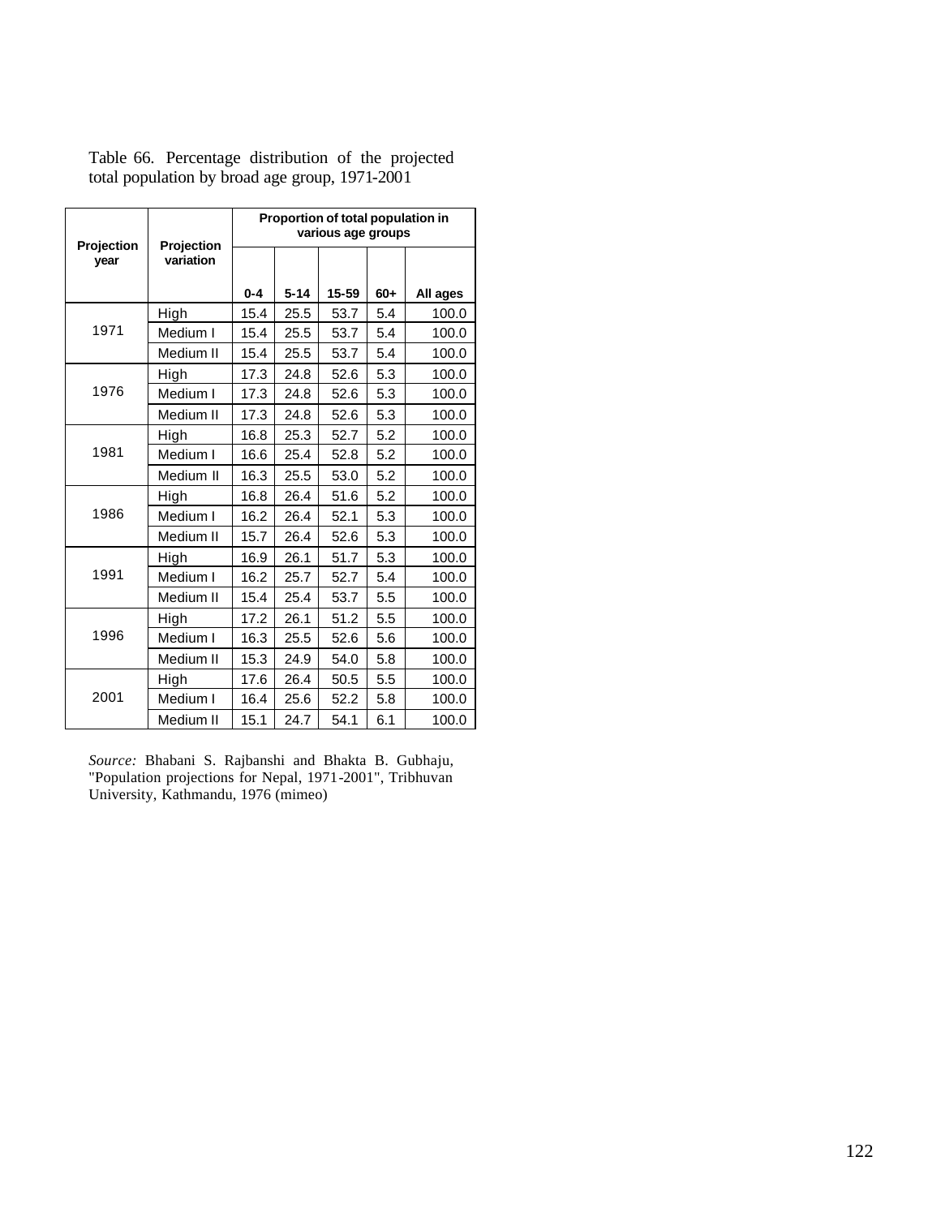Table 66. Percentage distribution of the projected total population by broad age group, 1971-2001

| Projection year | Projection variation | Proportion of total population in various age groups | | | | |
|---|---|---|---|---|---|---|
| | | 0-4 | 5-14 | 15-59 | 60+ | All ages |
| 1971 | High | 15.4 | 25.5 | 53.7 | 5.4 | 100.0 |
| | Medium I | 15.4 | 25.5 | 53.7 | 5.4 | 100.0 |
| | Medium II | 15.4 | 25.5 | 53.7 | 5.4 | 100.0 |
| 1976 | High | 17.3 | 24.8 | 52.6 | 5.3 | 100.0 |
| | Medium I | 17.3 | 24.8 | 52.6 | 5.3 | 100.0 |
| | Medium II | 17.3 | 24.8 | 52.6 | 5.3 | 100.0 |
| 1981 | High | 16.8 | 25.3 | 52.7 | 5.2 | 100.0 |
| | Medium I | 16.6 | 25.4 | 52.8 | 5.2 | 100.0 |
| | Medium II | 16.3 | 25.5 | 53.0 | 5.2 | 100.0 |
| 1986 | High | 16.8 | 26.4 | 51.6 | 5.2 | 100.0 |
| | Medium I | 16.2 | 26.4 | 52.1 | 5.3 | 100.0 |
| | Medium II | 15.7 | 26.4 | 52.6 | 5.3 | 100.0 |
| 1991 | High | 16.9 | 26.1 | 51.7 | 5.3 | 100.0 |
| | Medium I | 16.2 | 25.7 | 52.7 | 5.4 | 100.0 |
| | Medium II | 15.4 | 25.4 | 53.7 | 5.5 | 100.0 |
| 1996 | High | 17.2 | 26.1 | 51.2 | 5.5 | 100.0 |
| | Medium I | 16.3 | 25.5 | 52.6 | 5.6 | 100.0 |
| | Medium II | 15.3 | 24.9 | 54.0 | 5.8 | 100.0 |
| 2001 | High | 17.6 | 26.4 | 50.5 | 5.5 | 100.0 |
| | Medium I | 16.4 | 25.6 | 52.2 | 5.8 | 100.0 |
| | Medium II | 15.1 | 24.7 | 54.1 | 6.1 | 100.0 |

*Source:* Bhabani S. Rajbanshi and Bhakta B. Gubhaju, "Population projections for Nepal, 1971-2001", Tribhuvan University, Kathmandu, 1976 (mimeo)